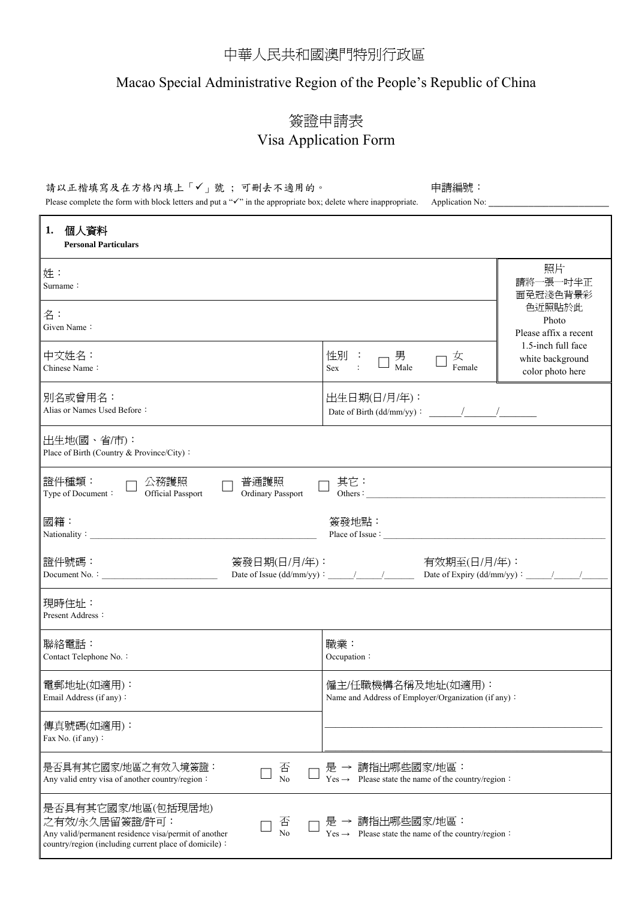# 中華人民共和國澳門特別行政區

# Macao Special Administrative Region of the People's Republic of China

## 簽證申請表

## Visa Application Form

請以正楷填寫及在方格內填上「✓」號 ; 可刪去不適用的。
Please complete the form with block letters and put a "✓" in the appropriate box; delete where inappropriate.

申請編號：
Application No: ____________________

| **1. 個人資料 Personal Particulars** | | |
|---|---|---|
| 姓：<br>Surname： | | 照片<br>請將一張一吋半正面免冠淺色背景彩色近照貼於此<br>Photo<br>Please affix a recent 1.5-inch full face white background color photo here |
| 名：<br>Given Name： | | |
| 中文姓名：<br>Chinese Name： | 性別：☐ 男 Male ☐ 女 Female<br>Sex： | |
| 別名或曾用名：<br>Alias or Names Used Before： | 出生日期(日/月/年)：<br>Date of Birth (dd/mm/yy)： \_\_\_\_/\_\_\_\_/\_\_\_\_ | |
| 出生地(國、省/市)：<br>Place of Birth (Country & Province/City)： | | |
| 證件種類：<br>Type of Document： ☐ 公務護照 Official Passport ☐ 普通護照 Ordinary Passport | ☐ 其它：<br>Others：\_\_\_\_\_\_\_\_\_\_ | |
| 國籍：<br>Nationality：\_\_\_\_\_\_\_\_\_\_ | 簽發地點：<br>Place of Issue：\_\_\_\_\_\_\_\_\_\_ | |
| 證件號碼：<br>Document No.：\_\_\_\_\_\_\_\_\_\_ | 簽發日期(日/月/年)：<br>Date of Issue (dd/mm/yy)：\_\_\_\_/\_\_\_\_/\_\_\_\_ | 有效期至(日/月/年)：<br>Date of Expiry (dd/mm/yy)：\_\_\_\_/\_\_\_\_/\_\_\_\_ |
| 現時住址：<br>Present Address： | | |
| 聯絡電話：<br>Contact Telephone No.： | 職業：<br>Occupation： | |
| 電郵地址(如適用)：<br>Email Address (if any)： | 僱主/任職機構名稱及地址(如適用)：<br>Name and Address of Employer/Organization (if any)： | |
| 傳真號碼(如適用)：<br>Fax No. (if any)： | \_\_\_\_\_\_\_\_\_\_<br>\_\_\_\_\_\_\_\_\_\_ | |
| 是否具有其它國家/地區之有效入境簽證：<br>Any valid entry visa of another country/region： ☐ 否 No | ☐ 是 → 請指出哪些國家/地區：<br>Yes → Please state the name of the country/region： | |
| 是否具有其它國家/地區(包括現居地)之有效/永久居留簽證/許可：<br>Any valid/permanent residence visa/permit of another country/region (including current place of domicile)： ☐ 否 No | ☐ 是 → 請指出哪些國家/地區：<br>Yes → Please state the name of the country/region： | |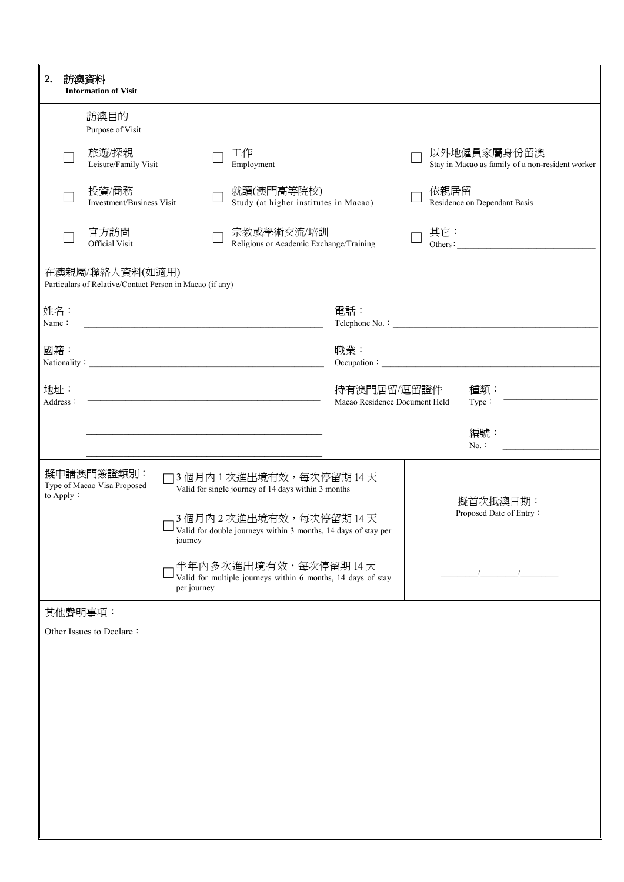## 2. 訪澳資料
**Information of Visit**

訪澳目的
Purpose of Visit

- ☐ 旅遊/探親 Leisure/Family Visit
- ☐ 工作 Employment
- ☐ 以外地僱員家屬身份留澳 Stay in Macao as family of a non-resident worker
- ☐ 投資/商務 Investment/Business Visit
- ☐ 就讀(澳門高等院校) Study (at higher institutes in Macao)
- ☐ 依親居留 Residence on Dependant Basis
- ☐ 官方訪問 Official Visit
- ☐ 宗教或學術交流/培訓 Religious or Academic Exchange/Training
- ☐ 其它：Others：________________

在澳親屬/聯絡人資料(如適用)
Particulars of Relative/Contact Person in Macao (if any)

姓名：
Name：________________

電話：
Telephone No.：________________

國籍：
Nationality：________________

職業：
Occupation：________________

地址：
Address：________________

________________

________________

持有澳門居留/逗留證件
Macao Residence Document Held

種類：
Type：________________

編號：
No.：________________

擬申請澳門簽證類別：
Type of Macao Visa Proposed to Apply：

- ☐ 3 個月內 1 次進出境有效，每次停留期 14 天
  Valid for single journey of 14 days within 3 months
- ☐ 3 個月內 2 次進出境有效，每次停留期 14 天
  Valid for double journeys within 3 months, 14 days of stay per journey
- ☐ 半年內多次進出境有效，每次停留期 14 天
  Valid for multiple journeys within 6 months, 14 days of stay per journey

擬首次抵澳日期：
Proposed Date of Entry：

________/________/________

其他聲明事項：

Other Issues to Declare：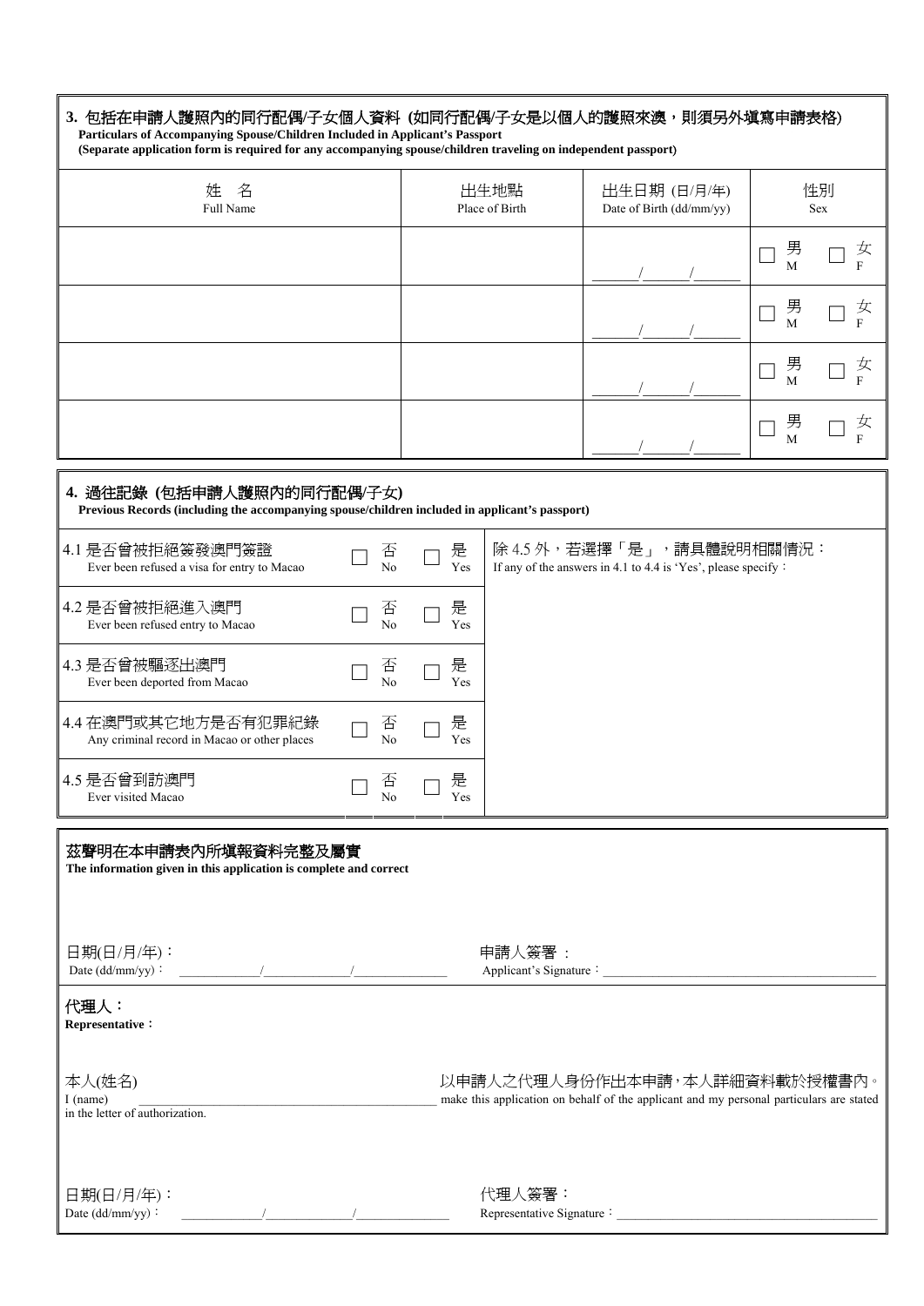### 3. 包括在申請人護照內的同行配偶/子女個人資料 (如同行配偶/子女是以個人的護照來澳，則須另外填寫申請表格)

**Particulars of Accompanying Spouse/Children Included in Applicant's Passport**
**(Separate application form is required for any accompanying spouse/children traveling on independent passport)**

| 姓　名<br>Full Name | 出生地點<br>Place of Birth | 出生日期 (日/月/年)<br>Date of Birth (dd/mm/yy) | 性別<br>Sex |
|---|---|---|---|
| | | \_\_\_\_\_/\_\_\_\_\_/\_\_\_\_\_ | ☐ 男 M　☐ 女 F |
| | | \_\_\_\_\_/\_\_\_\_\_/\_\_\_\_\_ | ☐ 男 M　☐ 女 F |
| | | \_\_\_\_\_/\_\_\_\_\_/\_\_\_\_\_ | ☐ 男 M　☐ 女 F |
| | | \_\_\_\_\_/\_\_\_\_\_/\_\_\_\_\_ | ☐ 男 M　☐ 女 F |

### 4. 過往記錄 (包括申請人護照內的同行配偶/子女)

**Previous Records (including the accompanying spouse/children included in applicant's passport)**

| | 否 | 是 | 除 4.5 外，若選擇「是」，請具體說明相關情況：<br>If any of the answers in 4.1 to 4.4 is 'Yes', please specify： |
|---|---|---|---|
| 4.1 是否曾被拒絕簽發澳門簽證<br>Ever been refused a visa for entry to Macao | ☐ 否 No | ☐ 是 Yes | |
| 4.2 是否曾被拒絕進入澳門<br>Ever been refused entry to Macao | ☐ 否 No | ☐ 是 Yes | |
| 4.3 是否曾被驅逐出澳門<br>Ever been deported from Macao | ☐ 否 No | ☐ 是 Yes | |
| 4.4 在澳門或其它地方是否有犯罪紀錄<br>Any criminal record in Macao or other places | ☐ 否 No | ☐ 是 Yes | |
| 4.5 是否曾到訪澳門<br>Ever visited Macao | ☐ 否 No | ☐ 是 Yes | |

**茲聲明在本申請表內所填報資料完整及屬實**

**The information given in this application is complete and correct**

日期(日/月/年)：
Date (dd/mm/yy)： \_\_\_\_\_\_\_\_\_\_/\_\_\_\_\_\_\_\_\_\_/\_\_\_\_\_\_\_\_\_\_

申請人簽署：
Applicant's Signature：\_\_\_\_\_\_\_\_\_\_\_\_\_\_\_\_\_\_\_\_\_\_\_\_\_\_\_\_\_\_

**代理人：**
**Representative：**

本人(姓名) \_\_\_\_\_\_\_\_\_\_\_\_\_\_\_\_\_\_\_\_\_\_\_\_\_\_\_\_\_\_ 以申請人之代理人身份作出本申請，本人詳細資料載於授權書內。
I (name) \_\_\_\_\_\_\_\_\_\_\_\_\_\_\_\_\_\_\_\_\_\_\_\_\_\_\_\_\_\_ make this application on behalf of the applicant and my personal particulars are stated in the letter of authorization.

日期(日/月/年)：
Date (dd/mm/yy)： \_\_\_\_\_\_\_\_\_\_/\_\_\_\_\_\_\_\_\_\_/\_\_\_\_\_\_\_\_\_\_

代理人簽署：
Representative Signature：\_\_\_\_\_\_\_\_\_\_\_\_\_\_\_\_\_\_\_\_\_\_\_\_\_\_\_\_\_\_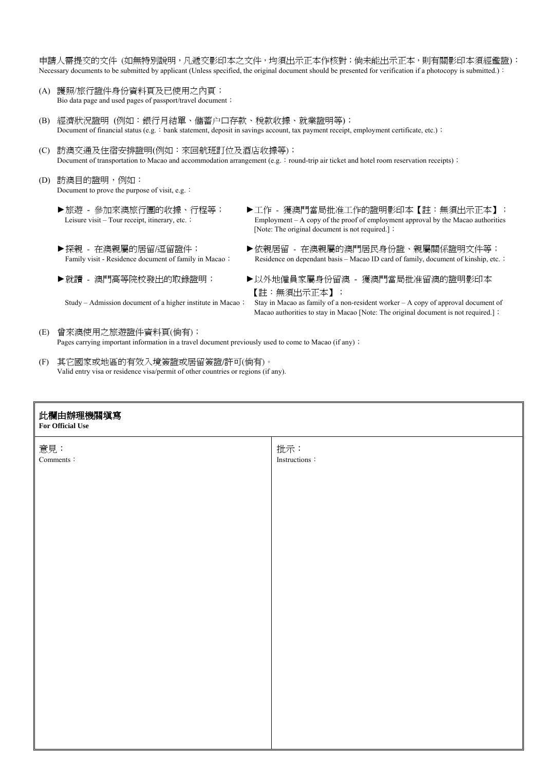申請人需提交的文件 (如無特別說明，凡遞交影印本之文件，均須出示正本作核對；倘未能出示正本，則有關影印本須經鑑證)：
Necessary documents to be submitted by applicant (Unless specified, the original document should be presented for verification if a photocopy is submitted.)：

(A) 護照/旅行證件身份資料頁及已使用之內頁；
Bio data page and used pages of passport/travel document；

(B) 經濟狀況證明 (例如：銀行月結單、儲蓄户口存款、稅款收據、就業證明等)；
Document of financial status (e.g.：bank statement, deposit in savings account, tax payment receipt, employment certificate, etc.)；

(C) 訪澳交通及住宿安排證明(例如：來回航班訂位及酒店收據等)；
Document of transportation to Macao and accommodation arrangement (e.g.：round-trip air ticket and hotel room reservation receipts)；

(D) 訪澳目的證明，例如：
Document to prove the purpose of visit, e.g.：

- ►旅遊 - 參加來澳旅行團的收據、行程等；
  Leisure visit – Tour receipt, itinerary, etc.；
- ►工作 - 獲澳門當局批准工作的證明影印本【註：無須出示正本】；
  Employment – A copy of the proof of employment approval by the Macao authorities [Note: The original document is not required.]；
- ►探親 - 在澳親屬的居留/逗留證件；
  Family visit - Residence document of family in Macao；
- ►依親居留 - 在澳親屬的澳門居民身份證、親屬關係證明文件等；
  Residence on dependant basis – Macao ID card of family, document of kinship, etc.；
- ►就讀 - 澳門高等院校發出的取錄證明；
  Study – Admission document of a higher institute in Macao；
- ►以外地僱員家屬身份留澳 - 獲澳門當局批准留澳的證明影印本【註：無須出示正本】；
  Stay in Macao as family of a non-resident worker – A copy of approval document of Macao authorities to stay in Macao [Note: The original document is not required.]；

(E) 曾來澳使用之旅遊證件資料頁(倘有)；
Pages carrying important information in a travel document previously used to come to Macao (if any)；

(F) 其它國家或地區的有效入境簽證或居留簽證/許可(倘有)。
Valid entry visa or residence visa/permit of other countries or regions (if any).

| **此欄由辦理機關填寫**<br>**For Official Use** | |
|---|---|
| 意見：<br>Comments： | 批示：<br>Instructions： |